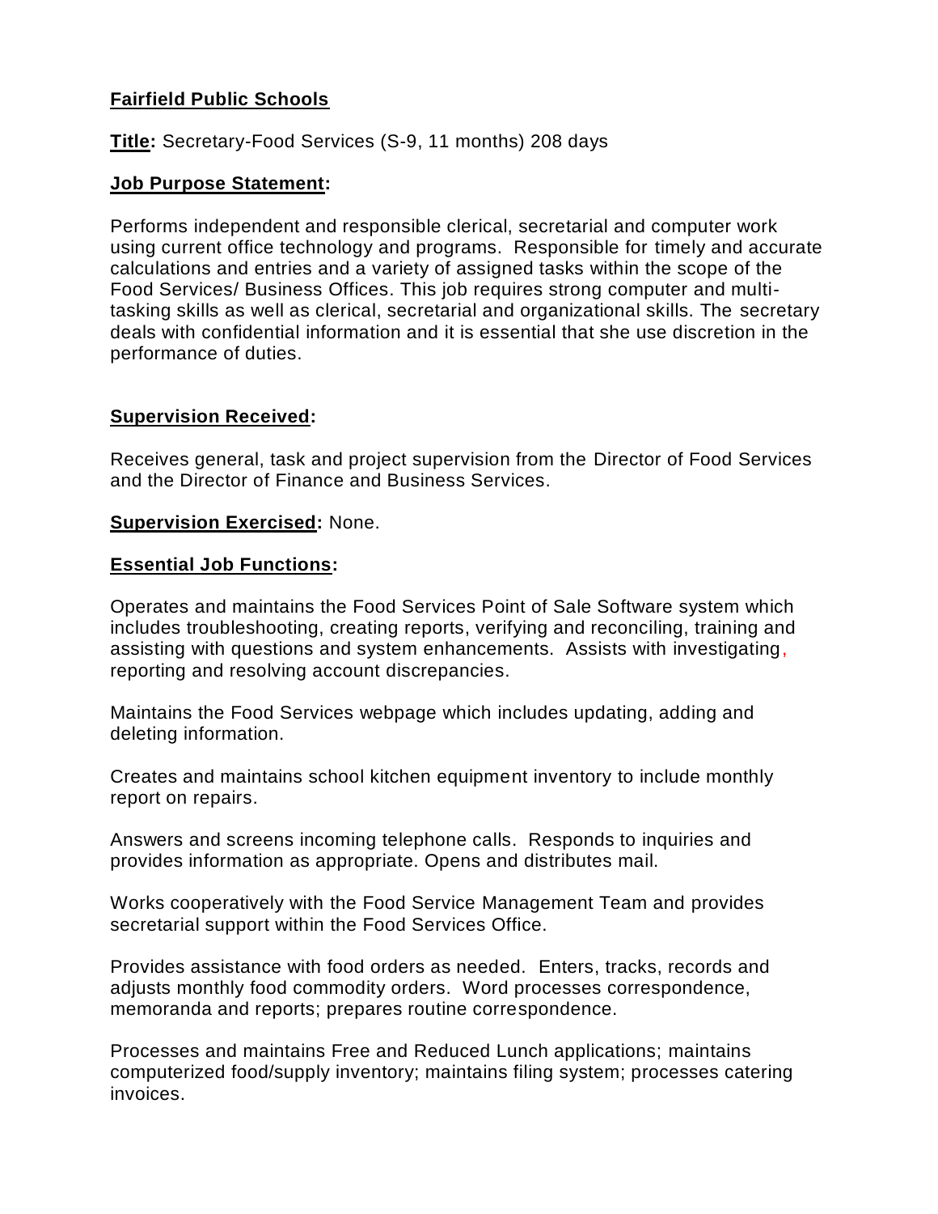**Fairfield Public Schools**

**Title:** Secretary-Food Services (S-9, 11 months) 208 days

**Job Purpose Statement:**

Performs independent and responsible clerical, secretarial and computer work using current office technology and programs. Responsible for timely and accurate calculations and entries and a variety of assigned tasks within the scope of the Food Services/ Business Offices. This job requires strong computer and multi-tasking skills as well as clerical, secretarial and organizational skills. The secretary deals with confidential information and it is essential that she use discretion in the performance of duties.

**Supervision Received:**

Receives general, task and project supervision from the Director of Food Services and the Director of Finance and Business Services.

**Supervision Exercised:** None.

**Essential Job Functions:**

Operates and maintains the Food Services Point of Sale Software system which includes troubleshooting, creating reports, verifying and reconciling, training and assisting with questions and system enhancements. Assists with investigating, reporting and resolving account discrepancies.

Maintains the Food Services webpage which includes updating, adding and deleting information.

Creates and maintains school kitchen equipment inventory to include monthly report on repairs.

Answers and screens incoming telephone calls. Responds to inquiries and provides information as appropriate. Opens and distributes mail.

Works cooperatively with the Food Service Management Team and provides secretarial support within the Food Services Office.

Provides assistance with food orders as needed. Enters, tracks, records and adjusts monthly food commodity orders. Word processes correspondence, memoranda and reports; prepares routine correspondence.

Processes and maintains Free and Reduced Lunch applications; maintains computerized food/supply inventory; maintains filing system; processes catering invoices.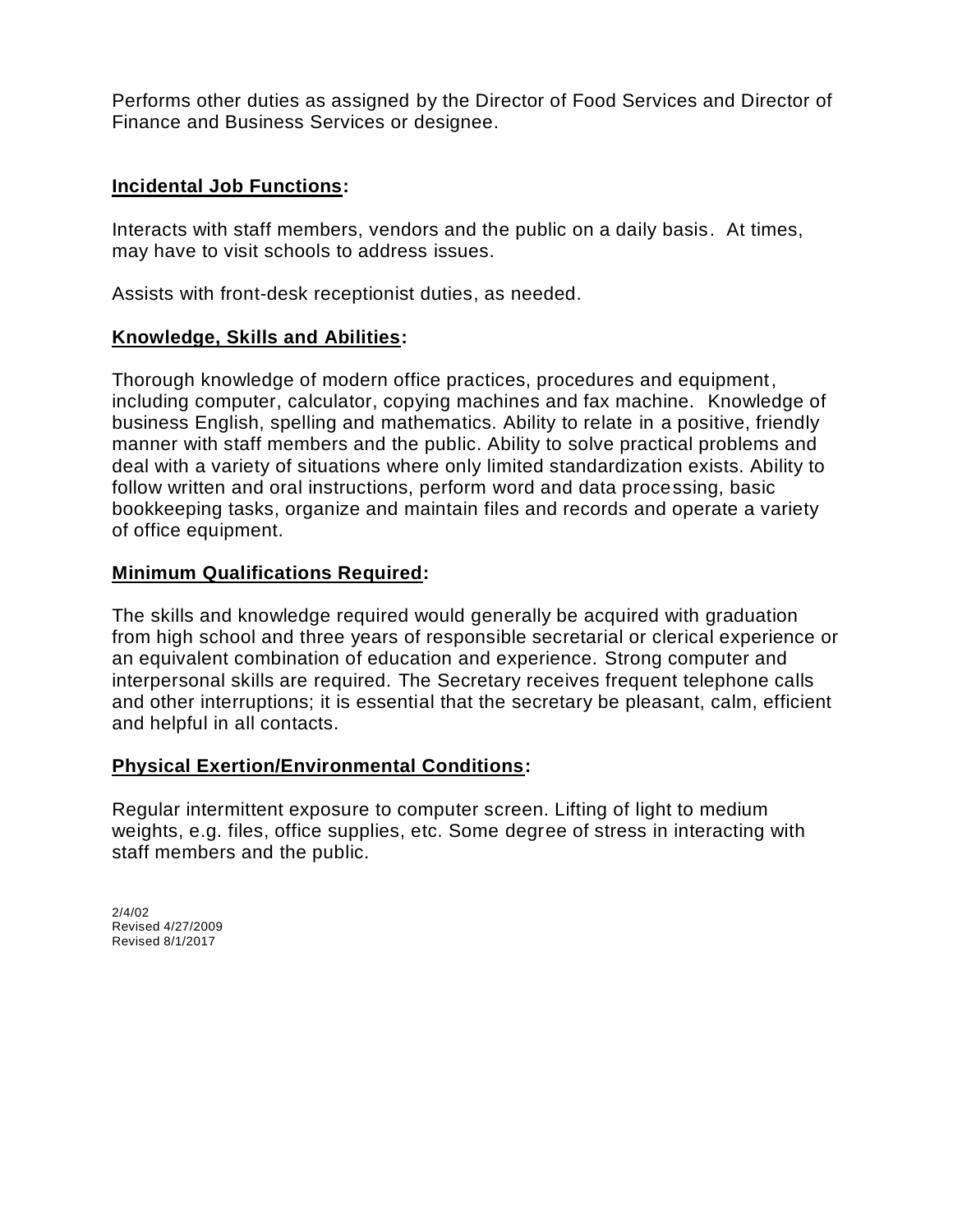Performs other duties as assigned by the Director of Food Services and Director of Finance and Business Services or designee.

**Incidental Job Functions:**

Interacts with staff members, vendors and the public on a daily basis. At times, may have to visit schools to address issues.

Assists with front-desk receptionist duties, as needed.

**Knowledge, Skills and Abilities:**

Thorough knowledge of modern office practices, procedures and equipment, including computer, calculator, copying machines and fax machine. Knowledge of business English, spelling and mathematics. Ability to relate in a positive, friendly manner with staff members and the public. Ability to solve practical problems and deal with a variety of situations where only limited standardization exists. Ability to follow written and oral instructions, perform word and data processing, basic bookkeeping tasks, organize and maintain files and records and operate a variety of office equipment.

**Minimum Qualifications Required:**

The skills and knowledge required would generally be acquired with graduation from high school and three years of responsible secretarial or clerical experience or an equivalent combination of education and experience. Strong computer and interpersonal skills are required. The Secretary receives frequent telephone calls and other interruptions; it is essential that the secretary be pleasant, calm, efficient and helpful in all contacts.

**Physical Exertion/Environmental Conditions:**

Regular intermittent exposure to computer screen. Lifting of light to medium weights, e.g. files, office supplies, etc. Some degree of stress in interacting with staff members and the public.

2/4/02
Revised 4/27/2009
Revised 8/1/2017